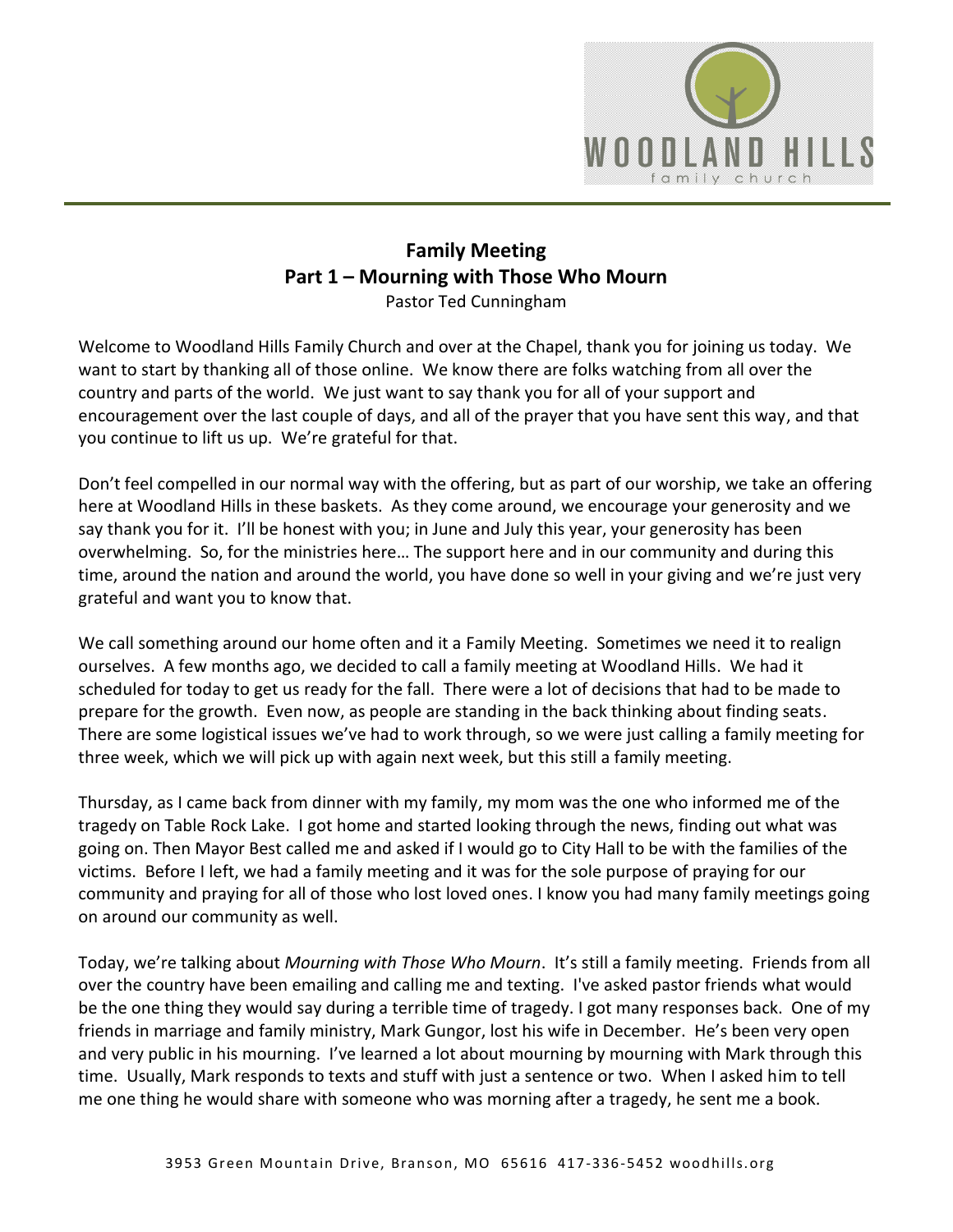# Family Meeting
## Part 1 – Mourning with Those Who Mourn

Pastor Ted Cunningham

Welcome to Woodland Hills Family Church and over at the Chapel, thank you for joining us today. We want to start by thanking all of those online. We know there are folks watching from all over the country and parts of the world. We just want to say thank you for all of your support and encouragement over the last couple of days, and all of the prayer that you have sent this way, and that you continue to lift us up. We're grateful for that.

Don't feel compelled in our normal way with the offering, but as part of our worship, we take an offering here at Woodland Hills in these baskets. As they come around, we encourage your generosity and we say thank you for it. I'll be honest with you; in June and July this year, your generosity has been overwhelming. So, for the ministries here… The support here and in our community and during this time, around the nation and around the world, you have done so well in your giving and we're just very grateful and want you to know that.

We call something around our home often and it a Family Meeting. Sometimes we need it to realign ourselves. A few months ago, we decided to call a family meeting at Woodland Hills. We had it scheduled for today to get us ready for the fall. There were a lot of decisions that had to be made to prepare for the growth. Even now, as people are standing in the back thinking about finding seats. There are some logistical issues we've had to work through, so we were just calling a family meeting for three week, which we will pick up with again next week, but this still a family meeting.

Thursday, as I came back from dinner with my family, my mom was the one who informed me of the tragedy on Table Rock Lake. I got home and started looking through the news, finding out what was going on. Then Mayor Best called me and asked if I would go to City Hall to be with the families of the victims. Before I left, we had a family meeting and it was for the sole purpose of praying for our community and praying for all of those who lost loved ones. I know you had many family meetings going on around our community as well.

Today, we're talking about *Mourning with Those Who Mourn*. It's still a family meeting. Friends from all over the country have been emailing and calling me and texting. I've asked pastor friends what would be the one thing they would say during a terrible time of tragedy. I got many responses back. One of my friends in marriage and family ministry, Mark Gungor, lost his wife in December. He's been very open and very public in his mourning. I've learned a lot about mourning by mourning with Mark through this time. Usually, Mark responds to texts and stuff with just a sentence or two. When I asked him to tell me one thing he would share with someone who was morning after a tragedy, he sent me a book.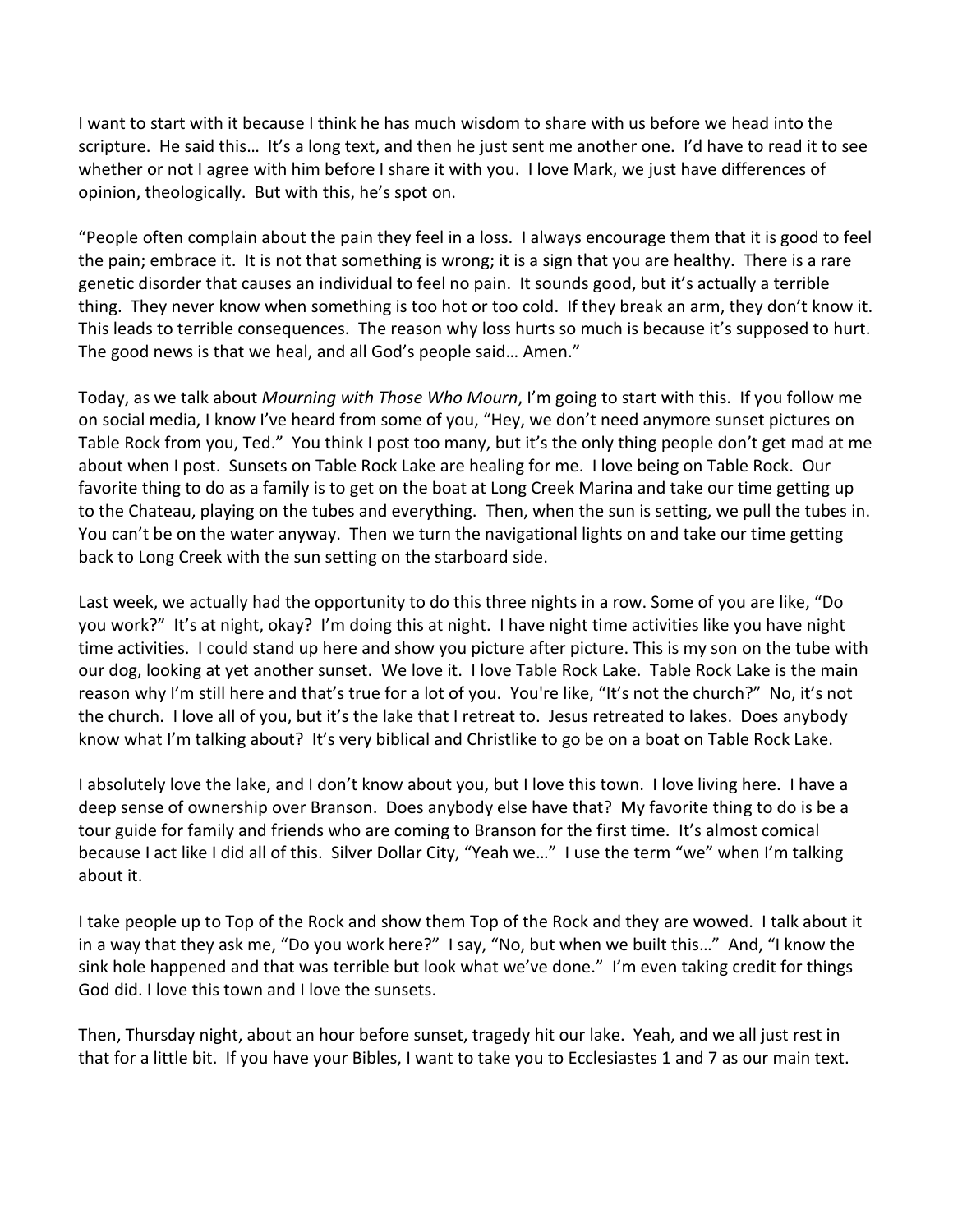I want to start with it because I think he has much wisdom to share with us before we head into the scripture. He said this… It's a long text, and then he just sent me another one. I'd have to read it to see whether or not I agree with him before I share it with you. I love Mark, we just have differences of opinion, theologically. But with this, he's spot on.

"People often complain about the pain they feel in a loss. I always encourage them that it is good to feel the pain; embrace it. It is not that something is wrong; it is a sign that you are healthy. There is a rare genetic disorder that causes an individual to feel no pain. It sounds good, but it's actually a terrible thing. They never know when something is too hot or too cold. If they break an arm, they don't know it. This leads to terrible consequences. The reason why loss hurts so much is because it's supposed to hurt. The good news is that we heal, and all God's people said… Amen."

Today, as we talk about *Mourning with Those Who Mourn*, I'm going to start with this. If you follow me on social media, I know I've heard from some of you, "Hey, we don't need anymore sunset pictures on Table Rock from you, Ted." You think I post too many, but it's the only thing people don't get mad at me about when I post. Sunsets on Table Rock Lake are healing for me. I love being on Table Rock. Our favorite thing to do as a family is to get on the boat at Long Creek Marina and take our time getting up to the Chateau, playing on the tubes and everything. Then, when the sun is setting, we pull the tubes in. You can't be on the water anyway. Then we turn the navigational lights on and take our time getting back to Long Creek with the sun setting on the starboard side.

Last week, we actually had the opportunity to do this three nights in a row. Some of you are like, "Do you work?" It's at night, okay? I'm doing this at night. I have night time activities like you have night time activities. I could stand up here and show you picture after picture. This is my son on the tube with our dog, looking at yet another sunset. We love it. I love Table Rock Lake. Table Rock Lake is the main reason why I'm still here and that's true for a lot of you. You're like, "It's not the church?" No, it's not the church. I love all of you, but it's the lake that I retreat to. Jesus retreated to lakes. Does anybody know what I'm talking about? It's very biblical and Christlike to go be on a boat on Table Rock Lake.

I absolutely love the lake, and I don't know about you, but I love this town. I love living here. I have a deep sense of ownership over Branson. Does anybody else have that? My favorite thing to do is be a tour guide for family and friends who are coming to Branson for the first time. It's almost comical because I act like I did all of this. Silver Dollar City, "Yeah we…" I use the term "we" when I'm talking about it.

I take people up to Top of the Rock and show them Top of the Rock and they are wowed. I talk about it in a way that they ask me, "Do you work here?" I say, "No, but when we built this…" And, "I know the sink hole happened and that was terrible but look what we've done." I'm even taking credit for things God did. I love this town and I love the sunsets.

Then, Thursday night, about an hour before sunset, tragedy hit our lake. Yeah, and we all just rest in that for a little bit. If you have your Bibles, I want to take you to Ecclesiastes 1 and 7 as our main text.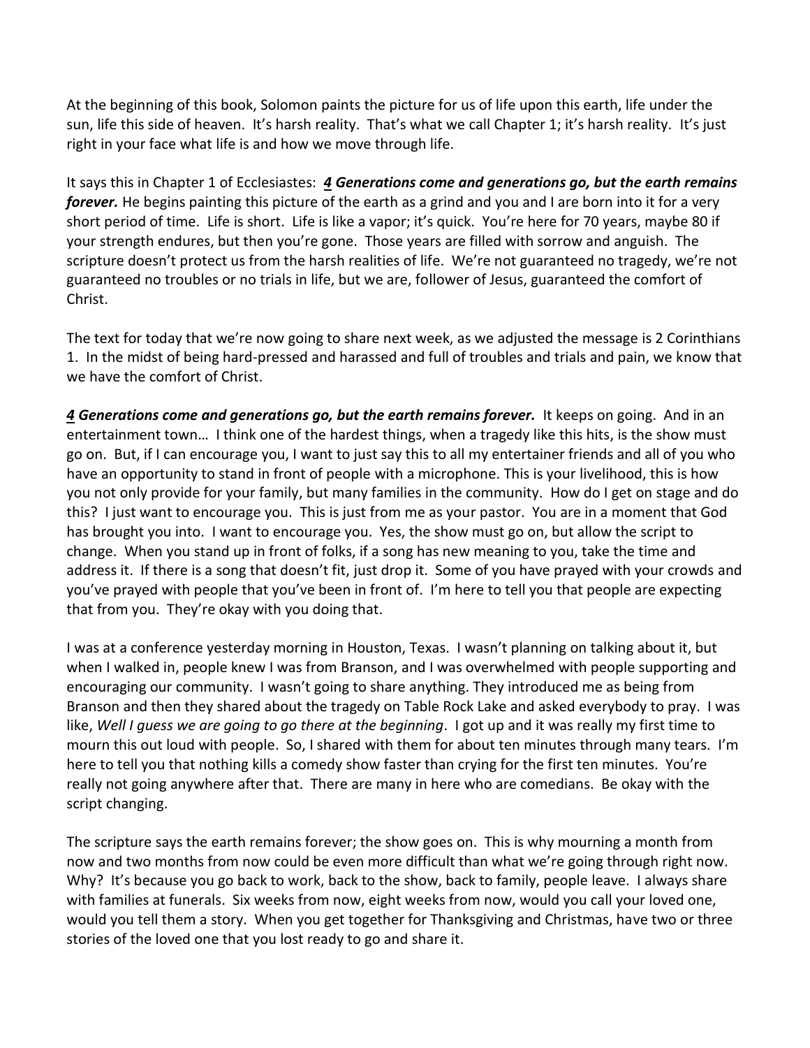At the beginning of this book, Solomon paints the picture for us of life upon this earth, life under the sun, life this side of heaven. It's harsh reality. That's what we call Chapter 1; it's harsh reality. It's just right in your face what life is and how we move through life.

It says this in Chapter 1 of Ecclesiastes: ***4 Generations come and generations go, but the earth remains forever.*** He begins painting this picture of the earth as a grind and you and I are born into it for a very short period of time. Life is short. Life is like a vapor; it's quick. You're here for 70 years, maybe 80 if your strength endures, but then you're gone. Those years are filled with sorrow and anguish. The scripture doesn't protect us from the harsh realities of life. We're not guaranteed no tragedy, we're not guaranteed no troubles or no trials in life, but we are, follower of Jesus, guaranteed the comfort of Christ.

The text for today that we're now going to share next week, as we adjusted the message is 2 Corinthians 1. In the midst of being hard-pressed and harassed and full of troubles and trials and pain, we know that we have the comfort of Christ.

***4 Generations come and generations go, but the earth remains forever.*** It keeps on going. And in an entertainment town… I think one of the hardest things, when a tragedy like this hits, is the show must go on. But, if I can encourage you, I want to just say this to all my entertainer friends and all of you who have an opportunity to stand in front of people with a microphone. This is your livelihood, this is how you not only provide for your family, but many families in the community. How do I get on stage and do this? I just want to encourage you. This is just from me as your pastor. You are in a moment that God has brought you into. I want to encourage you. Yes, the show must go on, but allow the script to change. When you stand up in front of folks, if a song has new meaning to you, take the time and address it. If there is a song that doesn't fit, just drop it. Some of you have prayed with your crowds and you've prayed with people that you've been in front of. I'm here to tell you that people are expecting that from you. They're okay with you doing that.

I was at a conference yesterday morning in Houston, Texas. I wasn't planning on talking about it, but when I walked in, people knew I was from Branson, and I was overwhelmed with people supporting and encouraging our community. I wasn't going to share anything. They introduced me as being from Branson and then they shared about the tragedy on Table Rock Lake and asked everybody to pray. I was like, *Well I guess we are going to go there at the beginning*. I got up and it was really my first time to mourn this out loud with people. So, I shared with them for about ten minutes through many tears. I'm here to tell you that nothing kills a comedy show faster than crying for the first ten minutes. You're really not going anywhere after that. There are many in here who are comedians. Be okay with the script changing.

The scripture says the earth remains forever; the show goes on. This is why mourning a month from now and two months from now could be even more difficult than what we're going through right now. Why? It's because you go back to work, back to the show, back to family, people leave. I always share with families at funerals. Six weeks from now, eight weeks from now, would you call your loved one, would you tell them a story. When you get together for Thanksgiving and Christmas, have two or three stories of the loved one that you lost ready to go and share it.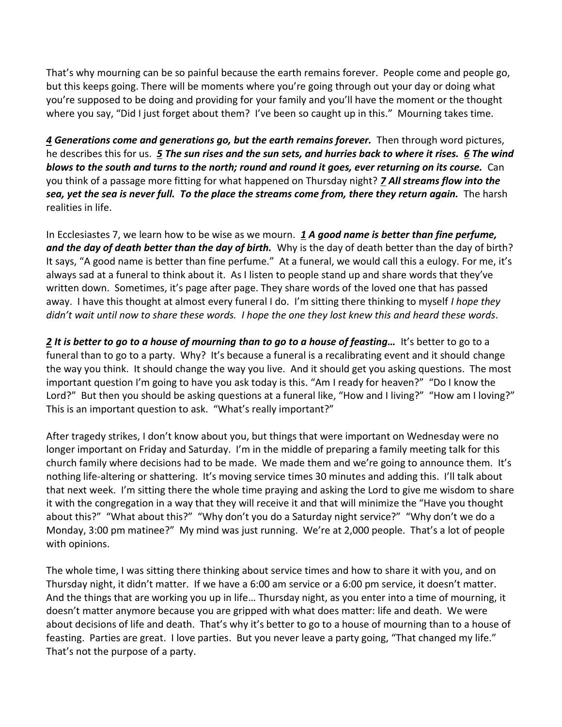That's why mourning can be so painful because the earth remains forever. People come and people go, but this keeps going. There will be moments where you're going through out your day or doing what you're supposed to be doing and providing for your family and you'll have the moment or the thought where you say, "Did I just forget about them? I've been so caught up in this." Mourning takes time.

***4 Generations come and generations go, but the earth remains forever.*** Then through word pictures, he describes this for us. ***5 The sun rises and the sun sets, and hurries back to where it rises. 6 The wind blows to the south and turns to the north; round and round it goes, ever returning on its course.*** Can you think of a passage more fitting for what happened on Thursday night? ***7 All streams flow into the sea, yet the sea is never full. To the place the streams come from, there they return again.*** The harsh realities in life.

In Ecclesiastes 7, we learn how to be wise as we mourn. ***1 A good name is better than fine perfume, and the day of death better than the day of birth.*** Why is the day of death better than the day of birth? It says, "A good name is better than fine perfume." At a funeral, we would call this a eulogy. For me, it's always sad at a funeral to think about it. As I listen to people stand up and share words that they've written down. Sometimes, it's page after page. They share words of the loved one that has passed away. I have this thought at almost every funeral I do. I'm sitting there thinking to myself *I hope they didn't wait until now to share these words. I hope the one they lost knew this and heard these words*.

***2 It is better to go to a house of mourning than to go to a house of feasting…*** It's better to go to a funeral than to go to a party. Why? It's because a funeral is a recalibrating event and it should change the way you think. It should change the way you live. And it should get you asking questions. The most important question I'm going to have you ask today is this. "Am I ready for heaven?" "Do I know the Lord?" But then you should be asking questions at a funeral like, "How and I living?" "How am I loving?" This is an important question to ask. "What's really important?"

After tragedy strikes, I don't know about you, but things that were important on Wednesday were no longer important on Friday and Saturday. I'm in the middle of preparing a family meeting talk for this church family where decisions had to be made. We made them and we're going to announce them. It's nothing life-altering or shattering. It's moving service times 30 minutes and adding this. I'll talk about that next week. I'm sitting there the whole time praying and asking the Lord to give me wisdom to share it with the congregation in a way that they will receive it and that will minimize the "Have you thought about this?" "What about this?" "Why don't you do a Saturday night service?" "Why don't we do a Monday, 3:00 pm matinee?" My mind was just running. We're at 2,000 people. That's a lot of people with opinions.

The whole time, I was sitting there thinking about service times and how to share it with you, and on Thursday night, it didn't matter. If we have a 6:00 am service or a 6:00 pm service, it doesn't matter. And the things that are working you up in life… Thursday night, as you enter into a time of mourning, it doesn't matter anymore because you are gripped with what does matter: life and death. We were about decisions of life and death. That's why it's better to go to a house of mourning than to a house of feasting. Parties are great. I love parties. But you never leave a party going, "That changed my life." That's not the purpose of a party.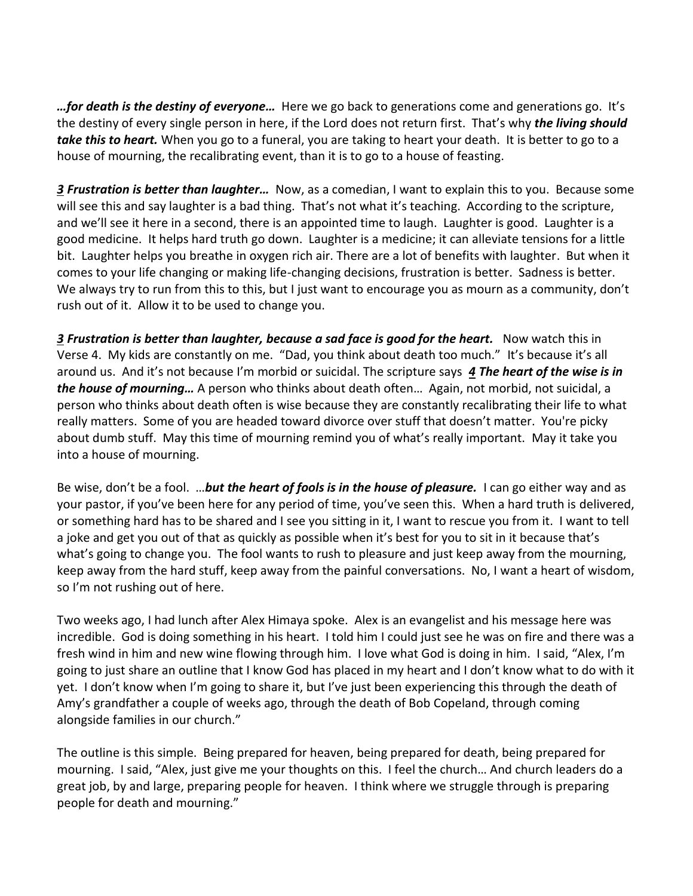***…for death is the destiny of everyone…*** Here we go back to generations come and generations go. It's the destiny of every single person in here, if the Lord does not return first. That's why ***the living should take this to heart.*** When you go to a funeral, you are taking to heart your death. It is better to go to a house of mourning, the recalibrating event, than it is to go to a house of feasting.

***<u>3</u> Frustration is better than laughter…*** Now, as a comedian, I want to explain this to you. Because some will see this and say laughter is a bad thing. That's not what it's teaching. According to the scripture, and we'll see it here in a second, there is an appointed time to laugh. Laughter is good. Laughter is a good medicine. It helps hard truth go down. Laughter is a medicine; it can alleviate tensions for a little bit. Laughter helps you breathe in oxygen rich air. There are a lot of benefits with laughter. But when it comes to your life changing or making life-changing decisions, frustration is better. Sadness is better. We always try to run from this to this, but I just want to encourage you as mourn as a community, don't rush out of it. Allow it to be used to change you.

***<u>3</u> Frustration is better than laughter, because a sad face is good for the heart.*** Now watch this in Verse 4. My kids are constantly on me. "Dad, you think about death too much." It's because it's all around us. And it's not because I'm morbid or suicidal. The scripture says ***<u>4</u> The heart of the wise is in the house of mourning…*** A person who thinks about death often… Again, not morbid, not suicidal, a person who thinks about death often is wise because they are constantly recalibrating their life to what really matters. Some of you are headed toward divorce over stuff that doesn't matter. You're picky about dumb stuff. May this time of mourning remind you of what's really important. May it take you into a house of mourning.

Be wise, don't be a fool. …***but the heart of fools is in the house of pleasure.*** I can go either way and as your pastor, if you've been here for any period of time, you've seen this. When a hard truth is delivered, or something hard has to be shared and I see you sitting in it, I want to rescue you from it. I want to tell a joke and get you out of that as quickly as possible when it's best for you to sit in it because that's what's going to change you. The fool wants to rush to pleasure and just keep away from the mourning, keep away from the hard stuff, keep away from the painful conversations. No, I want a heart of wisdom, so I'm not rushing out of here.

Two weeks ago, I had lunch after Alex Himaya spoke. Alex is an evangelist and his message here was incredible. God is doing something in his heart. I told him I could just see he was on fire and there was a fresh wind in him and new wine flowing through him. I love what God is doing in him. I said, "Alex, I'm going to just share an outline that I know God has placed in my heart and I don't know what to do with it yet. I don't know when I'm going to share it, but I've just been experiencing this through the death of Amy's grandfather a couple of weeks ago, through the death of Bob Copeland, through coming alongside families in our church."

The outline is this simple. Being prepared for heaven, being prepared for death, being prepared for mourning. I said, "Alex, just give me your thoughts on this. I feel the church… And church leaders do a great job, by and large, preparing people for heaven. I think where we struggle through is preparing people for death and mourning."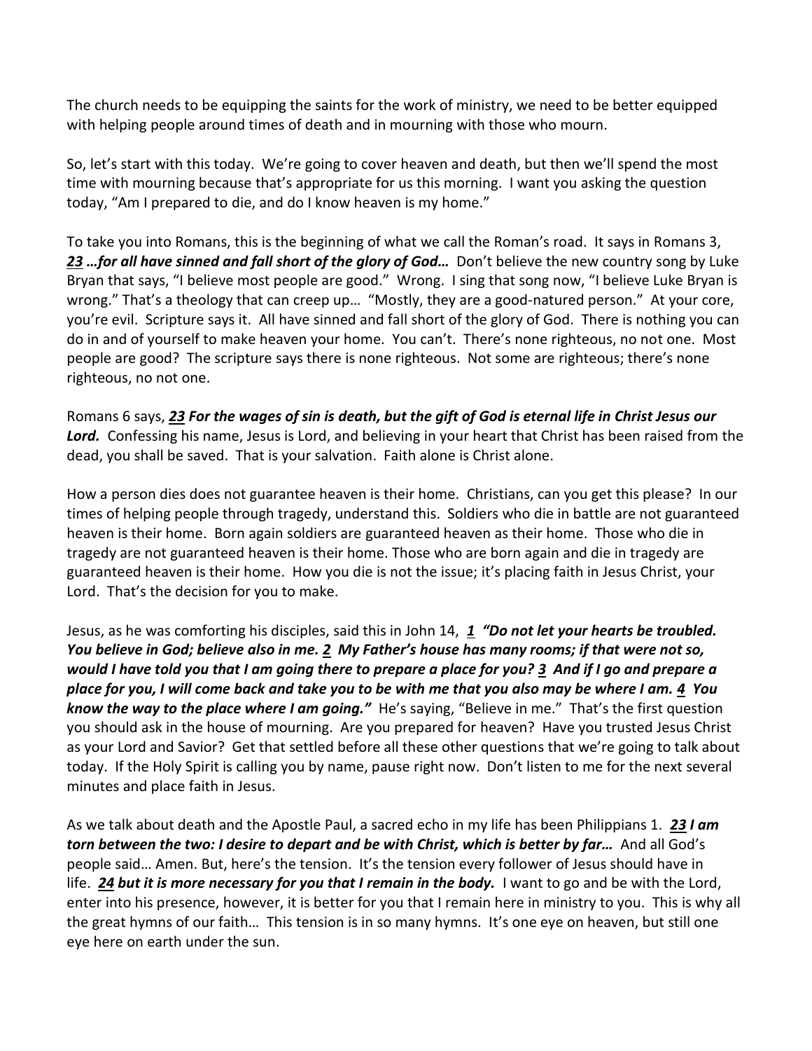The church needs to be equipping the saints for the work of ministry, we need to be better equipped with helping people around times of death and in mourning with those who mourn.

So, let's start with this today. We're going to cover heaven and death, but then we'll spend the most time with mourning because that's appropriate for us this morning. I want you asking the question today, "Am I prepared to die, and do I know heaven is my home."

To take you into Romans, this is the beginning of what we call the Roman's road. It says in Romans 3, ***23 …for all have sinned and fall short of the glory of God…*** Don't believe the new country song by Luke Bryan that says, "I believe most people are good." Wrong. I sing that song now, "I believe Luke Bryan is wrong." That's a theology that can creep up… "Mostly, they are a good-natured person." At your core, you're evil. Scripture says it. All have sinned and fall short of the glory of God. There is nothing you can do in and of yourself to make heaven your home. You can't. There's none righteous, no not one. Most people are good? The scripture says there is none righteous. Not some are righteous; there's none righteous, no not one.

Romans 6 says, ***23 For the wages of sin is death, but the gift of God is eternal life in Christ Jesus our Lord.*** Confessing his name, Jesus is Lord, and believing in your heart that Christ has been raised from the dead, you shall be saved. That is your salvation. Faith alone is Christ alone.

How a person dies does not guarantee heaven is their home. Christians, can you get this please? In our times of helping people through tragedy, understand this. Soldiers who die in battle are not guaranteed heaven is their home. Born again soldiers are guaranteed heaven as their home. Those who die in tragedy are not guaranteed heaven is their home. Those who are born again and die in tragedy are guaranteed heaven is their home. How you die is not the issue; it's placing faith in Jesus Christ, your Lord. That's the decision for you to make.

Jesus, as he was comforting his disciples, said this in John 14, ***1 "Do not let your hearts be troubled. You believe in God; believe also in me. 2 My Father's house has many rooms; if that were not so, would I have told you that I am going there to prepare a place for you? 3 And if I go and prepare a place for you, I will come back and take you to be with me that you also may be where I am. 4 You know the way to the place where I am going."*** He's saying, "Believe in me." That's the first question you should ask in the house of mourning. Are you prepared for heaven? Have you trusted Jesus Christ as your Lord and Savior? Get that settled before all these other questions that we're going to talk about today. If the Holy Spirit is calling you by name, pause right now. Don't listen to me for the next several minutes and place faith in Jesus.

As we talk about death and the Apostle Paul, a sacred echo in my life has been Philippians 1. ***23 I am torn between the two: I desire to depart and be with Christ, which is better by far…*** And all God's people said… Amen. But, here's the tension. It's the tension every follower of Jesus should have in life. ***24 but it is more necessary for you that I remain in the body.*** I want to go and be with the Lord, enter into his presence, however, it is better for you that I remain here in ministry to you. This is why all the great hymns of our faith… This tension is in so many hymns. It's one eye on heaven, but still one eye here on earth under the sun.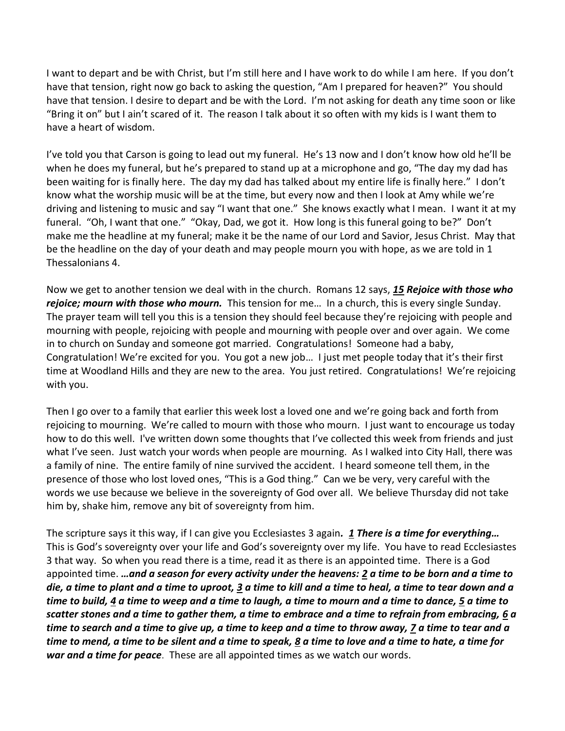I want to depart and be with Christ, but I'm still here and I have work to do while I am here. If you don't have that tension, right now go back to asking the question, "Am I prepared for heaven?" You should have that tension. I desire to depart and be with the Lord. I'm not asking for death any time soon or like "Bring it on" but I ain't scared of it. The reason I talk about it so often with my kids is I want them to have a heart of wisdom.

I've told you that Carson is going to lead out my funeral. He's 13 now and I don't know how old he'll be when he does my funeral, but he's prepared to stand up at a microphone and go, "The day my dad has been waiting for is finally here. The day my dad has talked about my entire life is finally here." I don't know what the worship music will be at the time, but every now and then I look at Amy while we're driving and listening to music and say "I want that one." She knows exactly what I mean. I want it at my funeral. "Oh, I want that one." "Okay, Dad, we got it. How long is this funeral going to be?" Don't make me the headline at my funeral; make it be the name of our Lord and Savior, Jesus Christ. May that be the headline on the day of your death and may people mourn you with hope, as we are told in 1 Thessalonians 4.

Now we get to another tension we deal with in the church. Romans 12 says, ***<u>15</u> Rejoice with those who rejoice; mourn with those who mourn.*** This tension for me… In a church, this is every single Sunday. The prayer team will tell you this is a tension they should feel because they're rejoicing with people and mourning with people, rejoicing with people and mourning with people over and over again. We come in to church on Sunday and someone got married. Congratulations! Someone had a baby, Congratulation! We're excited for you. You got a new job… I just met people today that it's their first time at Woodland Hills and they are new to the area. You just retired. Congratulations! We're rejoicing with you.

Then I go over to a family that earlier this week lost a loved one and we're going back and forth from rejoicing to mourning. We're called to mourn with those who mourn. I just want to encourage us today how to do this well. I've written down some thoughts that I've collected this week from friends and just what I've seen. Just watch your words when people are mourning. As I walked into City Hall, there was a family of nine. The entire family of nine survived the accident. I heard someone tell them, in the presence of those who lost loved ones, "This is a God thing." Can we be very, very careful with the words we use because we believe in the sovereignty of God over all. We believe Thursday did not take him by, shake him, remove any bit of sovereignty from him.

The scripture says it this way, if I can give you Ecclesiastes 3 again***. <u>1</u> There is a time for everything…*** This is God's sovereignty over your life and God's sovereignty over my life. You have to read Ecclesiastes 3 that way. So when you read there is a time, read it as there is an appointed time. There is a God appointed time. ***…and a season for every activity under the heavens: <u>2</u> a time to be born and a time to die, a time to plant and a time to uproot, <u>3</u> a time to kill and a time to heal, a time to tear down and a time to build, <u>4</u> a time to weep and a time to laugh, a time to mourn and a time to dance, <u>5</u> a time to scatter stones and a time to gather them, a time to embrace and a time to refrain from embracing, <u>6</u> a time to search and a time to give up, a time to keep and a time to throw away, <u>7</u> a time to tear and a time to mend, a time to be silent and a time to speak, <u>8</u> a time to love and a time to hate, a time for war and a time for peace***. These are all appointed times as we watch our words.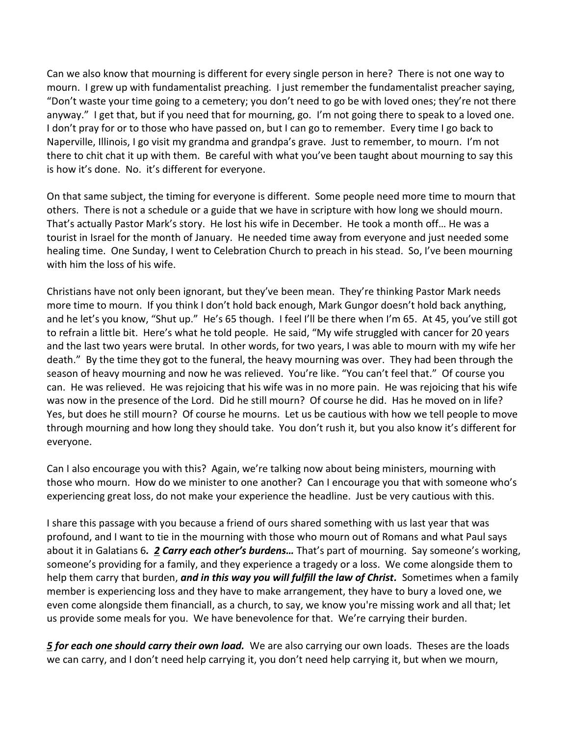Can we also know that mourning is different for every single person in here? There is not one way to mourn. I grew up with fundamentalist preaching. I just remember the fundamentalist preacher saying, "Don't waste your time going to a cemetery; you don't need to go be with loved ones; they're not there anyway." I get that, but if you need that for mourning, go. I'm not going there to speak to a loved one. I don't pray for or to those who have passed on, but I can go to remember. Every time I go back to Naperville, Illinois, I go visit my grandma and grandpa's grave. Just to remember, to mourn. I'm not there to chit chat it up with them. Be careful with what you've been taught about mourning to say this is how it's done. No. it's different for everyone.

On that same subject, the timing for everyone is different. Some people need more time to mourn that others. There is not a schedule or a guide that we have in scripture with how long we should mourn. That's actually Pastor Mark's story. He lost his wife in December. He took a month off… He was a tourist in Israel for the month of January. He needed time away from everyone and just needed some healing time. One Sunday, I went to Celebration Church to preach in his stead. So, I've been mourning with him the loss of his wife.

Christians have not only been ignorant, but they've been mean. They're thinking Pastor Mark needs more time to mourn. If you think I don't hold back enough, Mark Gungor doesn't hold back anything, and he let's you know, "Shut up." He's 65 though. I feel I'll be there when I'm 65. At 45, you've still got to refrain a little bit. Here's what he told people. He said, "My wife struggled with cancer for 20 years and the last two years were brutal. In other words, for two years, I was able to mourn with my wife her death." By the time they got to the funeral, the heavy mourning was over. They had been through the season of heavy mourning and now he was relieved. You're like. "You can't feel that." Of course you can. He was relieved. He was rejoicing that his wife was in no more pain. He was rejoicing that his wife was now in the presence of the Lord. Did he still mourn? Of course he did. Has he moved on in life? Yes, but does he still mourn? Of course he mourns. Let us be cautious with how we tell people to move through mourning and how long they should take. You don't rush it, but you also know it's different for everyone.

Can I also encourage you with this? Again, we're talking now about being ministers, mourning with those who mourn. How do we minister to one another? Can I encourage you that with someone who's experiencing great loss, do not make your experience the headline. Just be very cautious with this.

I share this passage with you because a friend of ours shared something with us last year that was profound, and I want to tie in the mourning with those who mourn out of Romans and what Paul says about it in Galatians 6***.*** ***2 Carry each other's burdens…*** That's part of mourning. Say someone's working, someone's providing for a family, and they experience a tragedy or a loss. We come alongside them to help them carry that burden, ***and in this way you will fulfill the law of Christ.*** Sometimes when a family member is experiencing loss and they have to make arrangement, they have to bury a loved one, we even come alongside them financiall, as a church, to say, we know you're missing work and all that; let us provide some meals for you. We have benevolence for that. We're carrying their burden.

***5 for each one should carry their own load.*** We are also carrying our own loads. Theses are the loads we can carry, and I don't need help carrying it, you don't need help carrying it, but when we mourn,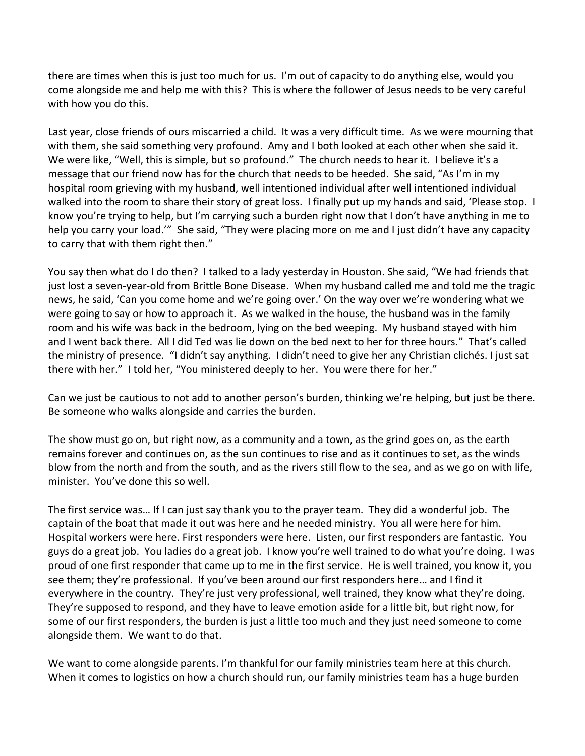there are times when this is just too much for us. I'm out of capacity to do anything else, would you come alongside me and help me with this? This is where the follower of Jesus needs to be very careful with how you do this.

Last year, close friends of ours miscarried a child. It was a very difficult time. As we were mourning that with them, she said something very profound. Amy and I both looked at each other when she said it. We were like, "Well, this is simple, but so profound." The church needs to hear it. I believe it's a message that our friend now has for the church that needs to be heeded. She said, "As I'm in my hospital room grieving with my husband, well intentioned individual after well intentioned individual walked into the room to share their story of great loss. I finally put up my hands and said, 'Please stop. I know you're trying to help, but I'm carrying such a burden right now that I don't have anything in me to help you carry your load.'" She said, "They were placing more on me and I just didn't have any capacity to carry that with them right then."

You say then what do I do then? I talked to a lady yesterday in Houston. She said, "We had friends that just lost a seven-year-old from Brittle Bone Disease. When my husband called me and told me the tragic news, he said, 'Can you come home and we're going over.' On the way over we're wondering what we were going to say or how to approach it. As we walked in the house, the husband was in the family room and his wife was back in the bedroom, lying on the bed weeping. My husband stayed with him and I went back there. All I did Ted was lie down on the bed next to her for three hours." That's called the ministry of presence. "I didn't say anything. I didn't need to give her any Christian clichés. I just sat there with her." I told her, "You ministered deeply to her. You were there for her."

Can we just be cautious to not add to another person's burden, thinking we're helping, but just be there. Be someone who walks alongside and carries the burden.

The show must go on, but right now, as a community and a town, as the grind goes on, as the earth remains forever and continues on, as the sun continues to rise and as it continues to set, as the winds blow from the north and from the south, and as the rivers still flow to the sea, and as we go on with life, minister. You've done this so well.

The first service was… If I can just say thank you to the prayer team. They did a wonderful job. The captain of the boat that made it out was here and he needed ministry. You all were here for him. Hospital workers were here. First responders were here. Listen, our first responders are fantastic. You guys do a great job. You ladies do a great job. I know you're well trained to do what you're doing. I was proud of one first responder that came up to me in the first service. He is well trained, you know it, you see them; they're professional. If you've been around our first responders here… and I find it everywhere in the country. They're just very professional, well trained, they know what they're doing. They're supposed to respond, and they have to leave emotion aside for a little bit, but right now, for some of our first responders, the burden is just a little too much and they just need someone to come alongside them. We want to do that.

We want to come alongside parents. I'm thankful for our family ministries team here at this church. When it comes to logistics on how a church should run, our family ministries team has a huge burden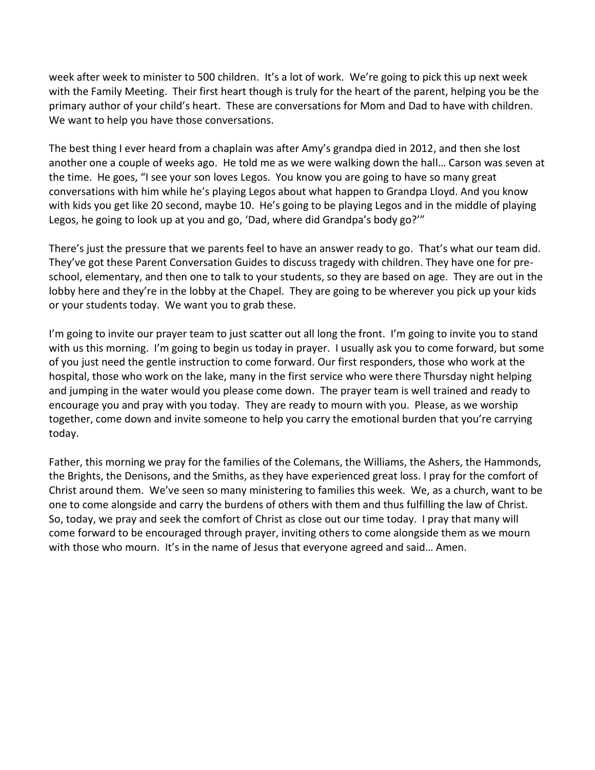week after week to minister to 500 children. It's a lot of work. We're going to pick this up next week with the Family Meeting. Their first heart though is truly for the heart of the parent, helping you be the primary author of your child's heart. These are conversations for Mom and Dad to have with children. We want to help you have those conversations.

The best thing I ever heard from a chaplain was after Amy's grandpa died in 2012, and then she lost another one a couple of weeks ago. He told me as we were walking down the hall… Carson was seven at the time. He goes, "I see your son loves Legos. You know you are going to have so many great conversations with him while he's playing Legos about what happen to Grandpa Lloyd. And you know with kids you get like 20 second, maybe 10. He's going to be playing Legos and in the middle of playing Legos, he going to look up at you and go, 'Dad, where did Grandpa's body go?'"

There's just the pressure that we parents feel to have an answer ready to go. That's what our team did. They've got these Parent Conversation Guides to discuss tragedy with children. They have one for pre-school, elementary, and then one to talk to your students, so they are based on age. They are out in the lobby here and they're in the lobby at the Chapel. They are going to be wherever you pick up your kids or your students today. We want you to grab these.

I'm going to invite our prayer team to just scatter out all long the front. I'm going to invite you to stand with us this morning. I'm going to begin us today in prayer. I usually ask you to come forward, but some of you just need the gentle instruction to come forward. Our first responders, those who work at the hospital, those who work on the lake, many in the first service who were there Thursday night helping and jumping in the water would you please come down. The prayer team is well trained and ready to encourage you and pray with you today. They are ready to mourn with you. Please, as we worship together, come down and invite someone to help you carry the emotional burden that you're carrying today.

Father, this morning we pray for the families of the Colemans, the Williams, the Ashers, the Hammonds, the Brights, the Denisons, and the Smiths, as they have experienced great loss. I pray for the comfort of Christ around them. We've seen so many ministering to families this week. We, as a church, want to be one to come alongside and carry the burdens of others with them and thus fulfilling the law of Christ. So, today, we pray and seek the comfort of Christ as close out our time today. I pray that many will come forward to be encouraged through prayer, inviting others to come alongside them as we mourn with those who mourn. It's in the name of Jesus that everyone agreed and said… Amen.